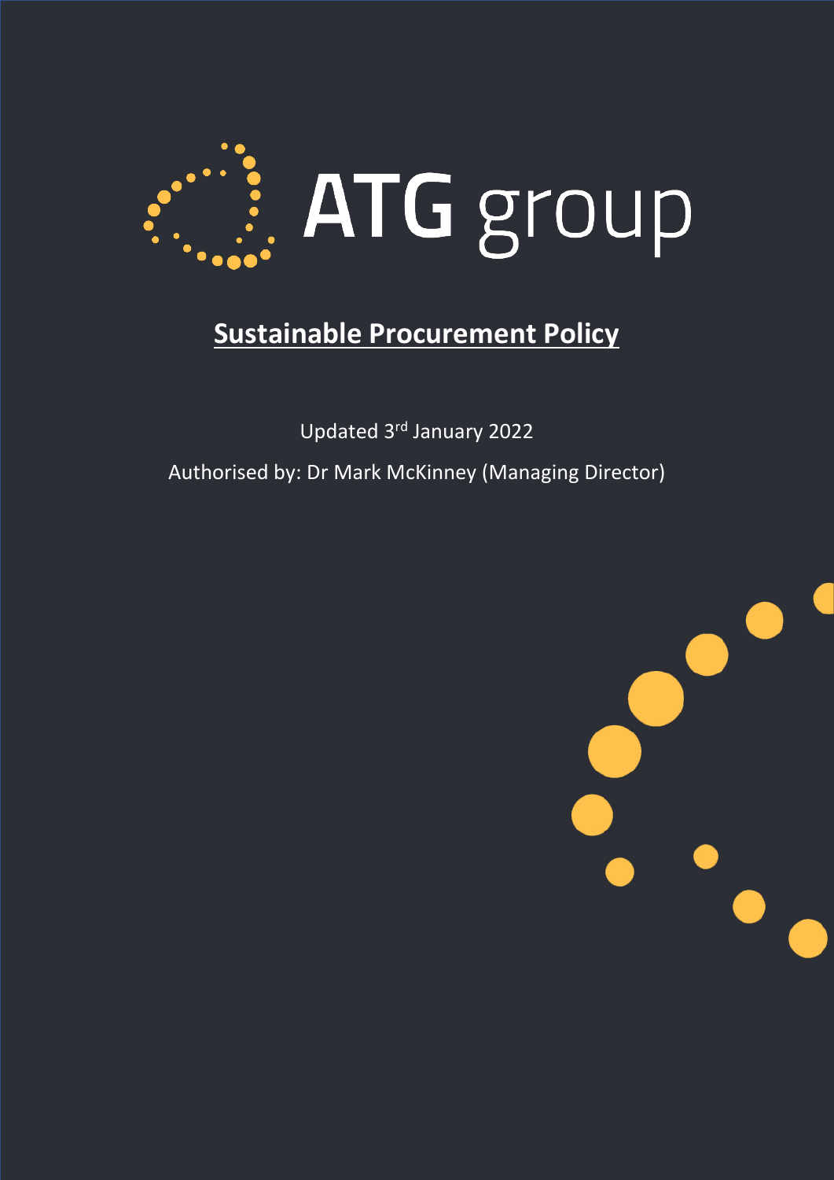ATG group

# Sustainable Procurement Policy

Updated 3rd January 2022

Authorised by: Dr Mark McKinney (Managing Director)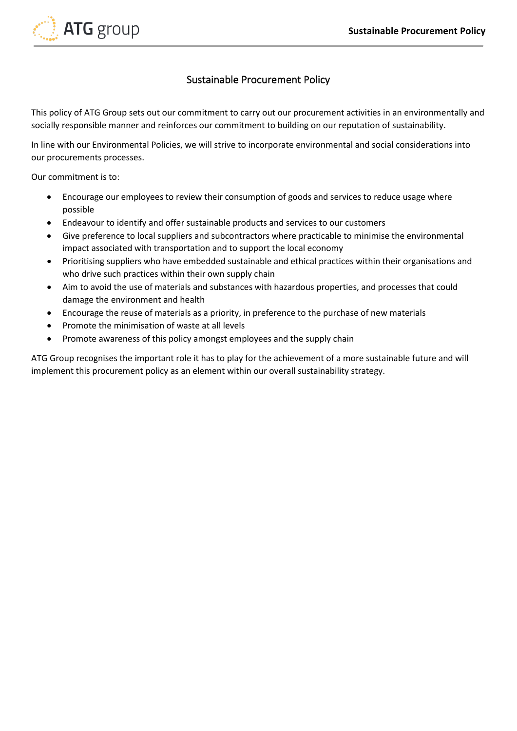# Sustainable Procurement Policy

This policy of ATG Group sets out our commitment to carry out our procurement activities in an environmentally and socially responsible manner and reinforces our commitment to building on our reputation of sustainability.

In line with our Environmental Policies, we will strive to incorporate environmental and social considerations into our procurements processes.

Our commitment is to:

- Encourage our employees to review their consumption of goods and services to reduce usage where possible
- Endeavour to identify and offer sustainable products and services to our customers
- Give preference to local suppliers and subcontractors where practicable to minimise the environmental impact associated with transportation and to support the local economy
- Prioritising suppliers who have embedded sustainable and ethical practices within their organisations and who drive such practices within their own supply chain
- Aim to avoid the use of materials and substances with hazardous properties, and processes that could damage the environment and health
- Encourage the reuse of materials as a priority, in preference to the purchase of new materials
- Promote the minimisation of waste at all levels
- Promote awareness of this policy amongst employees and the supply chain

ATG Group recognises the important role it has to play for the achievement of a more sustainable future and will implement this procurement policy as an element within our overall sustainability strategy.